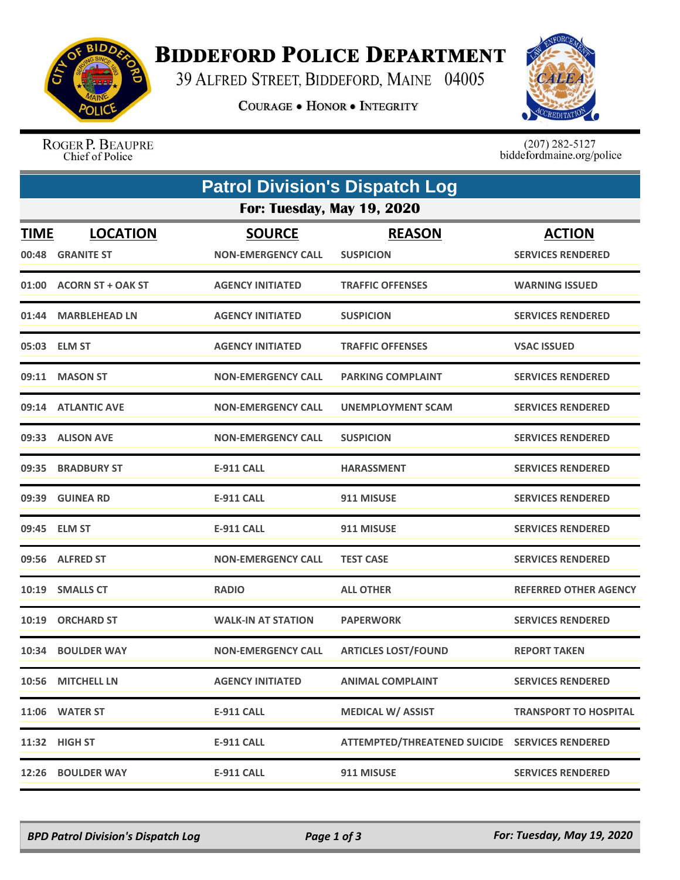# Biddeford Police Department

39 Alfred Street, Biddeford, Maine 04005

Courage • Honor • Integrity

Roger P. Beaupre
Chief of Police

(207) 282-5127
biddefordmaine.org/police

## Patrol Division's Dispatch Log

### For: Tuesday, May 19, 2020

| TIME | LOCATION | SOURCE | REASON | ACTION |
|---|---|---|---|---|
| 00:48 | GRANITE ST | NON-EMERGENCY CALL | SUSPICION | SERVICES RENDERED |
| 01:00 | ACORN ST + OAK ST | AGENCY INITIATED | TRAFFIC OFFENSES | WARNING ISSUED |
| 01:44 | MARBLEHEAD LN | AGENCY INITIATED | SUSPICION | SERVICES RENDERED |
| 05:03 | ELM ST | AGENCY INITIATED | TRAFFIC OFFENSES | VSAC ISSUED |
| 09:11 | MASON ST | NON-EMERGENCY CALL | PARKING COMPLAINT | SERVICES RENDERED |
| 09:14 | ATLANTIC AVE | NON-EMERGENCY CALL | UNEMPLOYMENT SCAM | SERVICES RENDERED |
| 09:33 | ALISON AVE | NON-EMERGENCY CALL | SUSPICION | SERVICES RENDERED |
| 09:35 | BRADBURY ST | E-911 CALL | HARASSMENT | SERVICES RENDERED |
| 09:39 | GUINEA RD | E-911 CALL | 911 MISUSE | SERVICES RENDERED |
| 09:45 | ELM ST | E-911 CALL | 911 MISUSE | SERVICES RENDERED |
| 09:56 | ALFRED ST | NON-EMERGENCY CALL | TEST CASE | SERVICES RENDERED |
| 10:19 | SMALLS CT | RADIO | ALL OTHER | REFERRED OTHER AGENCY |
| 10:19 | ORCHARD ST | WALK-IN AT STATION | PAPERWORK | SERVICES RENDERED |
| 10:34 | BOULDER WAY | NON-EMERGENCY CALL | ARTICLES LOST/FOUND | REPORT TAKEN |
| 10:56 | MITCHELL LN | AGENCY INITIATED | ANIMAL COMPLAINT | SERVICES RENDERED |
| 11:06 | WATER ST | E-911 CALL | MEDICAL W/ ASSIST | TRANSPORT TO HOSPITAL |
| 11:32 | HIGH ST | E-911 CALL | ATTEMPTED/THREATENED SUICIDE | SERVICES RENDERED |
| 12:26 | BOULDER WAY | E-911 CALL | 911 MISUSE | SERVICES RENDERED |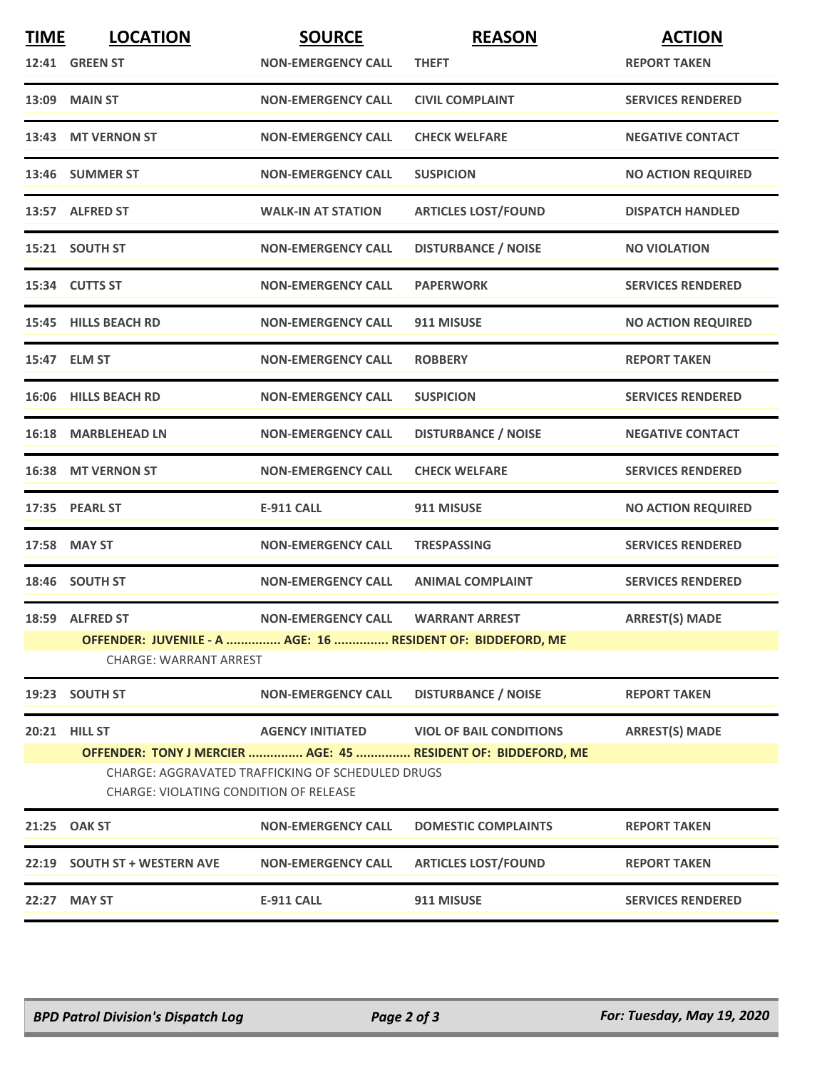| TIME | LOCATION | SOURCE | REASON | ACTION |
|---|---|---|---|---|
| 12:41 | GREEN ST | NON-EMERGENCY CALL | THEFT | REPORT TAKEN |
| 13:09 | MAIN ST | NON-EMERGENCY CALL | CIVIL COMPLAINT | SERVICES RENDERED |
| 13:43 | MT VERNON ST | NON-EMERGENCY CALL | CHECK WELFARE | NEGATIVE CONTACT |
| 13:46 | SUMMER ST | NON-EMERGENCY CALL | SUSPICION | NO ACTION REQUIRED |
| 13:57 | ALFRED ST | WALK-IN AT STATION | ARTICLES LOST/FOUND | DISPATCH HANDLED |
| 15:21 | SOUTH ST | NON-EMERGENCY CALL | DISTURBANCE / NOISE | NO VIOLATION |
| 15:34 | CUTTS ST | NON-EMERGENCY CALL | PAPERWORK | SERVICES RENDERED |
| 15:45 | HILLS BEACH RD | NON-EMERGENCY CALL | 911 MISUSE | NO ACTION REQUIRED |
| 15:47 | ELM ST | NON-EMERGENCY CALL | ROBBERY | REPORT TAKEN |
| 16:06 | HILLS BEACH RD | NON-EMERGENCY CALL | SUSPICION | SERVICES RENDERED |
| 16:18 | MARBLEHEAD LN | NON-EMERGENCY CALL | DISTURBANCE / NOISE | NEGATIVE CONTACT |
| 16:38 | MT VERNON ST | NON-EMERGENCY CALL | CHECK WELFARE | SERVICES RENDERED |
| 17:35 | PEARL ST | E-911 CALL | 911 MISUSE | NO ACTION REQUIRED |
| 17:58 | MAY ST | NON-EMERGENCY CALL | TRESPASSING | SERVICES RENDERED |
| 18:46 | SOUTH ST | NON-EMERGENCY CALL | ANIMAL COMPLAINT | SERVICES RENDERED |
| 18:59 | ALFRED ST | NON-EMERGENCY CALL | WARRANT ARREST | ARREST(S) MADE |
| | OFFENDER: JUVENILE - A ............... AGE: 16 ............... RESIDENT OF: BIDDEFORD, ME | | | |
| | CHARGE: WARRANT ARREST | | | |
| 19:23 | SOUTH ST | NON-EMERGENCY CALL | DISTURBANCE / NOISE | REPORT TAKEN |
| 20:21 | HILL ST | AGENCY INITIATED | VIOL OF BAIL CONDITIONS | ARREST(S) MADE |
| | OFFENDER: TONY J MERCIER ............... AGE: 45 ............... RESIDENT OF: BIDDEFORD, ME | | | |
| | CHARGE: AGGRAVATED TRAFFICKING OF SCHEDULED DRUGS | | | |
| | CHARGE: VIOLATING CONDITION OF RELEASE | | | |
| 21:25 | OAK ST | NON-EMERGENCY CALL | DOMESTIC COMPLAINTS | REPORT TAKEN |
| 22:19 | SOUTH ST + WESTERN AVE | NON-EMERGENCY CALL | ARTICLES LOST/FOUND | REPORT TAKEN |
| 22:27 | MAY ST | E-911 CALL | 911 MISUSE | SERVICES RENDERED |

*BPD Patrol Division's Dispatch Log* — *For: Tuesday, May 19, 2020*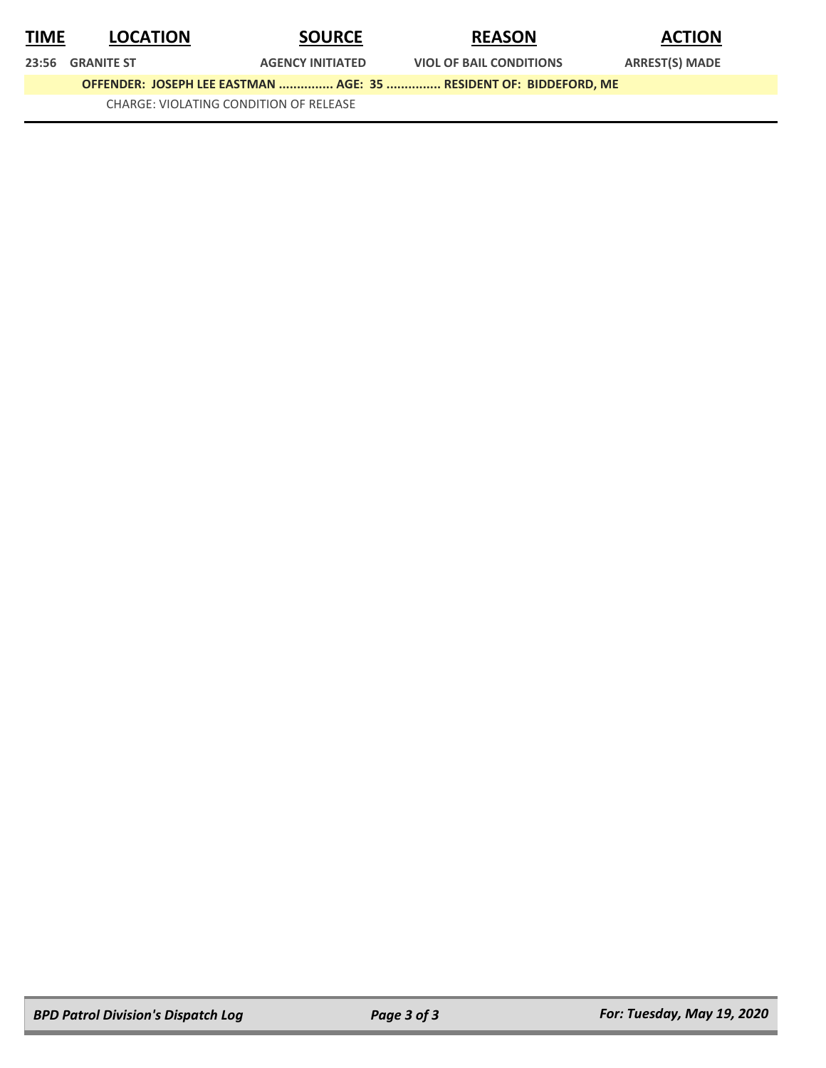| TIME | LOCATION | SOURCE | REASON | ACTION |
|---|---|---|---|---|
| 23:56 | GRANITE ST | AGENCY INITIATED | VIOL OF BAIL CONDITIONS | ARREST(S) MADE |

**OFFENDER: JOSEPH LEE EASTMAN ............... AGE: 35 ............... RESIDENT OF: BIDDEFORD, ME**

CHARGE: VIOLATING CONDITION OF RELEASE